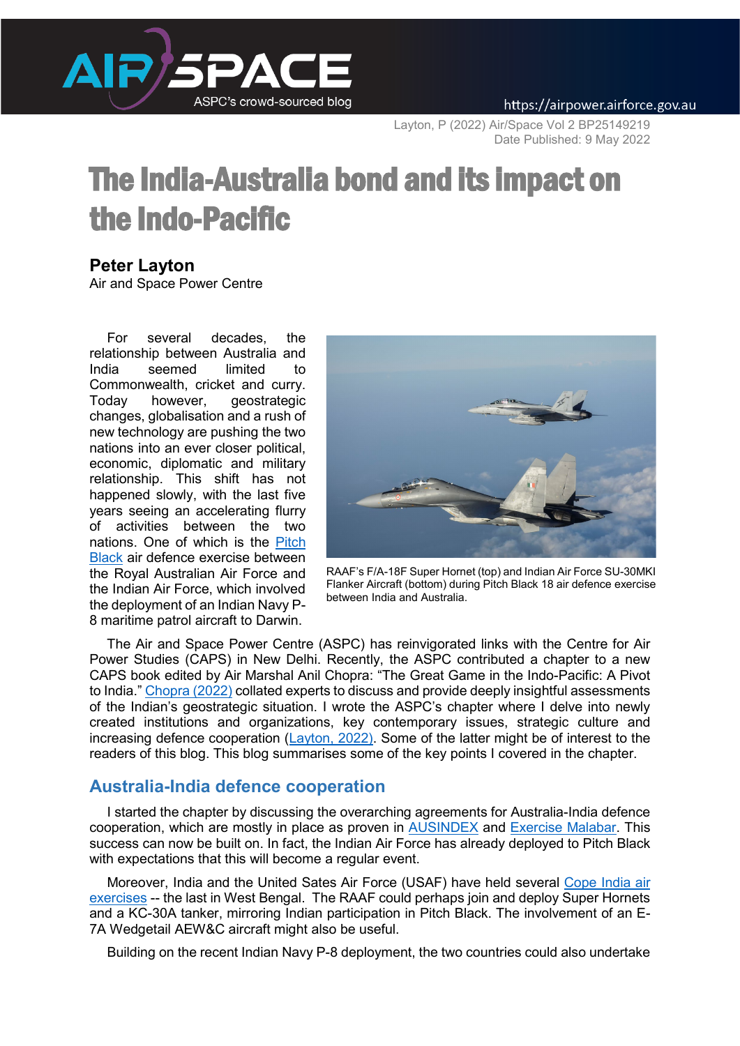Layton, P (2022) Air/Space Vol 2 BP25149219
Date Published: 9 May 2022

# The India-Australia bond and its impact on the Indo-Pacific

**Peter Layton**
Air and Space Power Centre

For several decades, the relationship between Australia and India seemed limited to Commonwealth, cricket and curry. Today however, geostrategic changes, globalisation and a rush of new technology are pushing the two nations into an ever closer political, economic, diplomatic and military relationship. This shift has not happened slowly, with the last five years seeing an accelerating flurry of activities between the two nations. One of which is the Pitch Black air defence exercise between the Royal Australian Air Force and the Indian Air Force, which involved the deployment of an Indian Navy P-8 maritime patrol aircraft to Darwin.

RAAF's F/A-18F Super Hornet (top) and Indian Air Force SU-30MKI Flanker Aircraft (bottom) during Pitch Black 18 air defence exercise between India and Australia.

The Air and Space Power Centre (ASPC) has reinvigorated links with the Centre for Air Power Studies (CAPS) in New Delhi. Recently, the ASPC contributed a chapter to a new CAPS book edited by Air Marshal Anil Chopra: "The Great Game in the Indo-Pacific: A Pivot to India." Chopra (2022) collated experts to discuss and provide deeply insightful assessments of the Indian's geostrategic situation. I wrote the ASPC's chapter where I delve into newly created institutions and organizations, key contemporary issues, strategic culture and increasing defence cooperation (Layton, 2022). Some of the latter might be of interest to the readers of this blog. This blog summarises some of the key points I covered in the chapter.

## Australia-India defence cooperation

I started the chapter by discussing the overarching agreements for Australia-India defence cooperation, which are mostly in place as proven in AUSINDEX and Exercise Malabar. This success can now be built on. In fact, the Indian Air Force has already deployed to Pitch Black with expectations that this will become a regular event.

Moreover, India and the United Sates Air Force (USAF) have held several Cope India air exercises -- the last in West Bengal. The RAAF could perhaps join and deploy Super Hornets and a KC-30A tanker, mirroring Indian participation in Pitch Black. The involvement of an E-7A Wedgetail AEW&C aircraft might also be useful.

Building on the recent Indian Navy P-8 deployment, the two countries could also undertake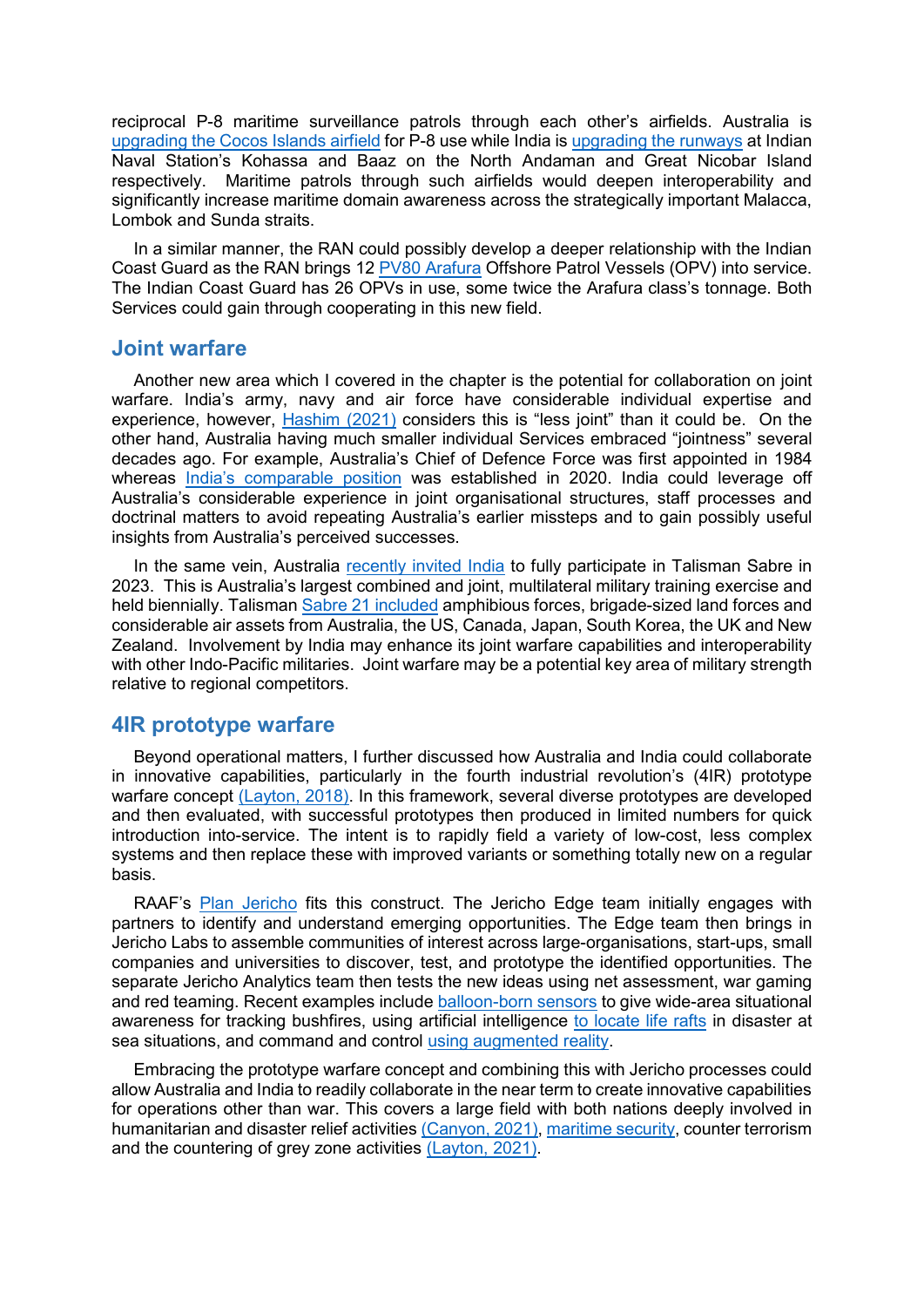reciprocal P-8 maritime surveillance patrols through each other's airfields. Australia is upgrading the Cocos Islands airfield for P-8 use while India is upgrading the runways at Indian Naval Station's Kohassa and Baaz on the North Andaman and Great Nicobar Island respectively. Maritime patrols through such airfields would deepen interoperability and significantly increase maritime domain awareness across the strategically important Malacca, Lombok and Sunda straits.

In a similar manner, the RAN could possibly develop a deeper relationship with the Indian Coast Guard as the RAN brings 12 PV80 Arafura Offshore Patrol Vessels (OPV) into service. The Indian Coast Guard has 26 OPVs in use, some twice the Arafura class's tonnage. Both Services could gain through cooperating in this new field.

## Joint warfare

Another new area which I covered in the chapter is the potential for collaboration on joint warfare. India's army, navy and air force have considerable individual expertise and experience, however, Hashim (2021) considers this is "less joint" than it could be. On the other hand, Australia having much smaller individual Services embraced "jointness" several decades ago. For example, Australia's Chief of Defence Force was first appointed in 1984 whereas India's comparable position was established in 2020. India could leverage off Australia's considerable experience in joint organisational structures, staff processes and doctrinal matters to avoid repeating Australia's earlier missteps and to gain possibly useful insights from Australia's perceived successes.

In the same vein, Australia recently invited India to fully participate in Talisman Sabre in 2023. This is Australia's largest combined and joint, multilateral military training exercise and held biennially. Talisman Sabre 21 included amphibious forces, brigade-sized land forces and considerable air assets from Australia, the US, Canada, Japan, South Korea, the UK and New Zealand. Involvement by India may enhance its joint warfare capabilities and interoperability with other Indo-Pacific militaries. Joint warfare may be a potential key area of military strength relative to regional competitors.

## 4IR prototype warfare

Beyond operational matters, I further discussed how Australia and India could collaborate in innovative capabilities, particularly in the fourth industrial revolution's (4IR) prototype warfare concept (Layton, 2018). In this framework, several diverse prototypes are developed and then evaluated, with successful prototypes then produced in limited numbers for quick introduction into-service. The intent is to rapidly field a variety of low-cost, less complex systems and then replace these with improved variants or something totally new on a regular basis.

RAAF's Plan Jericho fits this construct. The Jericho Edge team initially engages with partners to identify and understand emerging opportunities. The Edge team then brings in Jericho Labs to assemble communities of interest across large-organisations, start-ups, small companies and universities to discover, test, and prototype the identified opportunities. The separate Jericho Analytics team then tests the new ideas using net assessment, war gaming and red teaming. Recent examples include balloon-born sensors to give wide-area situational awareness for tracking bushfires, using artificial intelligence to locate life rafts in disaster at sea situations, and command and control using augmented reality.

Embracing the prototype warfare concept and combining this with Jericho processes could allow Australia and India to readily collaborate in the near term to create innovative capabilities for operations other than war. This covers a large field with both nations deeply involved in humanitarian and disaster relief activities (Canyon, 2021), maritime security, counter terrorism and the countering of grey zone activities (Layton, 2021).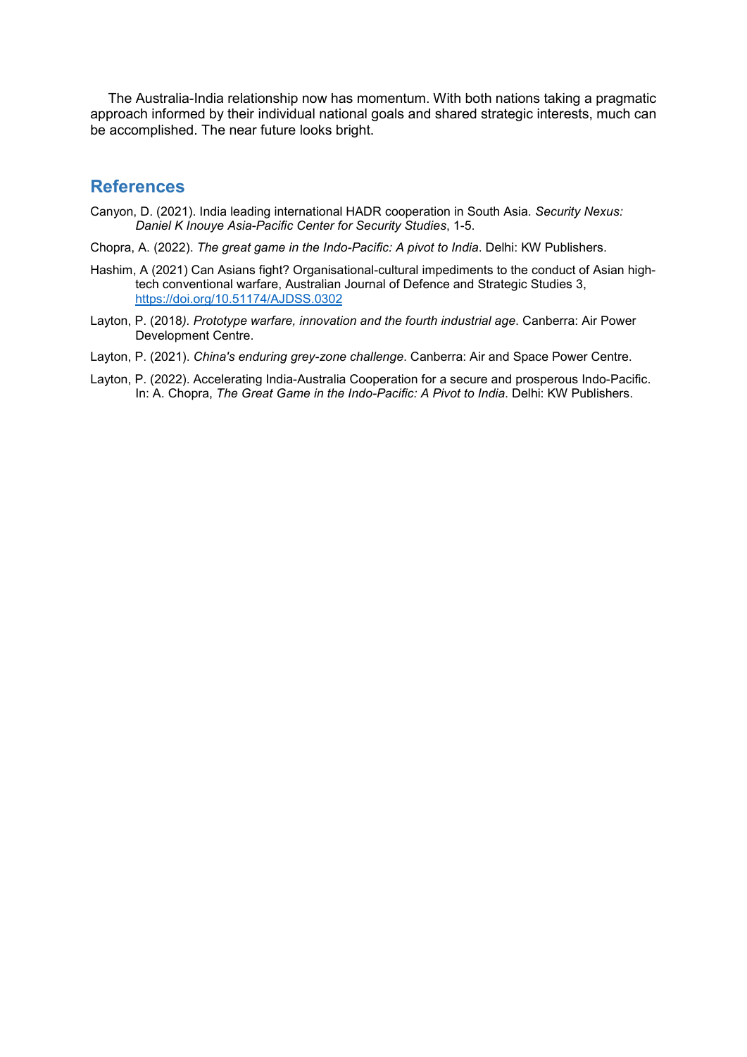The Australia-India relationship now has momentum. With both nations taking a pragmatic approach informed by their individual national goals and shared strategic interests, much can be accomplished. The near future looks bright.

## References

Canyon, D. (2021). India leading international HADR cooperation in South Asia. *Security Nexus: Daniel K Inouye Asia-Pacific Center for Security Studies*, 1-5.

Chopra, A. (2022). *The great game in the Indo-Pacific: A pivot to India*. Delhi: KW Publishers.

Hashim, A (2021) Can Asians fight? Organisational-cultural impediments to the conduct of Asian high-tech conventional warfare, Australian Journal of Defence and Strategic Studies 3, https://doi.org/10.51174/AJDSS.0302

Layton, P. (2018*). Prototype warfare, innovation and the fourth industrial age*. Canberra: Air Power Development Centre.

Layton, P. (2021). *China's enduring grey-zone challenge*. Canberra: Air and Space Power Centre.

Layton, P. (2022). Accelerating India-Australia Cooperation for a secure and prosperous Indo-Pacific. In: A. Chopra, *The Great Game in the Indo-Pacific: A Pivot to India*. Delhi: KW Publishers.